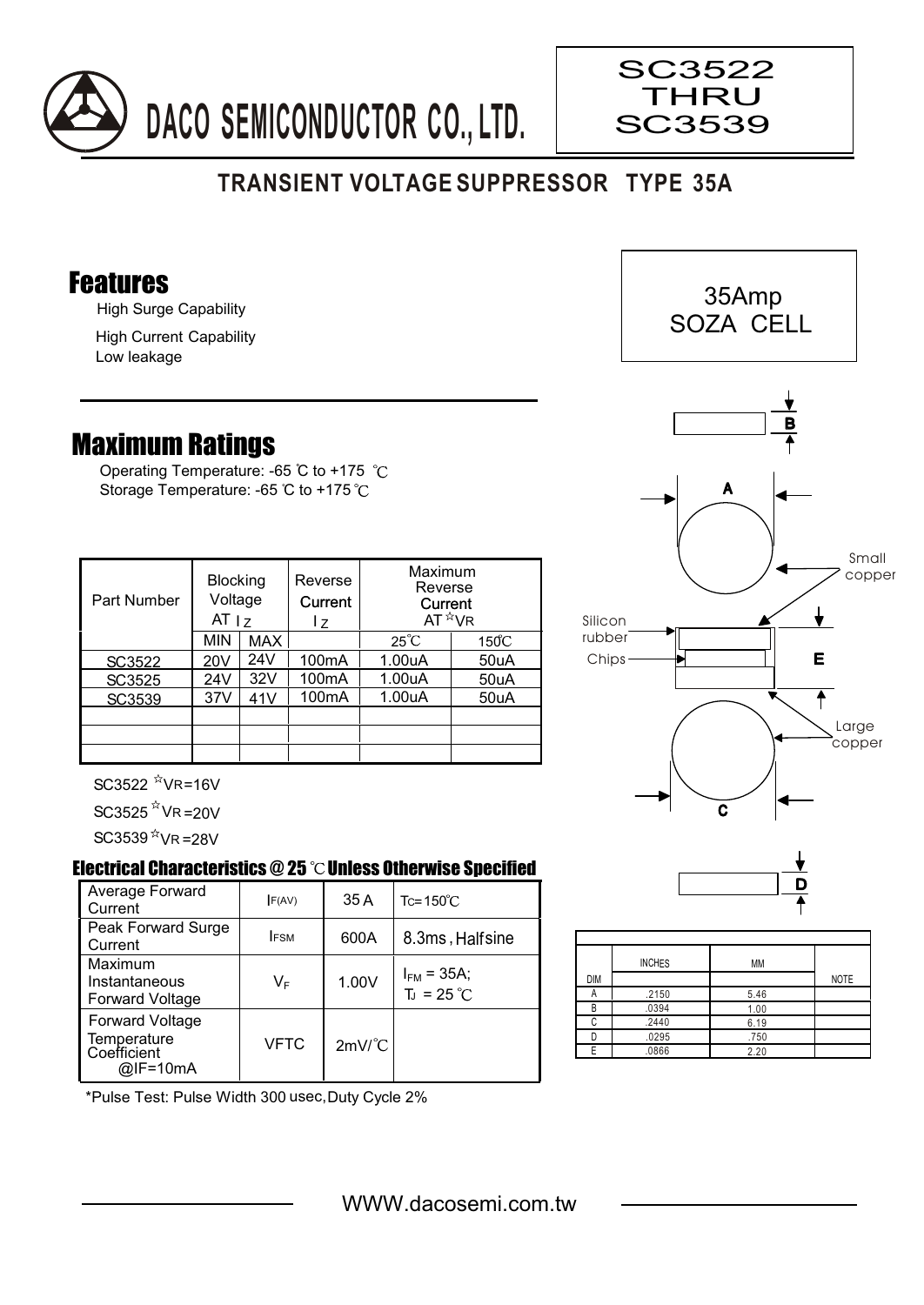# DACO SEMICONDUCTOR CO., LTD.

**SC3522 THRU SC3539**

## TRANSIENT VOLTAGE SUPPRESSOR TYPE 35A

35Amp
SOZA CELL

## Features

- High Surge Capability
- High Current Capability
- Low leakage

## Maximum Ratings

Operating Temperature: -65 ℃ to +175 ℃
Storage Temperature: -65 ℃ to +175 ℃

| Part Number | Blocking Voltage AT $I_Z$ | | Reverse Current $I_Z$ | Maximum Reverse Current AT ☆VR | |
|---|---|---|---|---|---|
| | MIN | MAX | | 25℃ | 150℃ |
| SC3522 | 20V | 24V | 100mA | 1.00uA | 50uA |
| SC3525 | 24V | 32V | 100mA | 1.00uA | 50uA |
| SC3539 | 37V | 41V | 100mA | 1.00uA | 50uA |
| | | | | | |
| | | | | | |
| | | | | | |

SC3522 ☆VR=16V

SC3525 ☆VR=20V

SC3539 ☆VR=28V

### Electrical Characteristics @ 25 ℃ Unless Otherwise Specified

| | | | |
|---|---|---|---|
| Average Forward Current | $I_{F(AV)}$ | 35 A | $T_C$=150℃ |
| Peak Forward Surge Current | $I_{FSM}$ | 600A | 8.3ms, Halfsine |
| Maximum Instantaneous Forward Voltage | $V_F$ | 1.00V | $I_{FM}$ = 35A; $T_J$ = 25 ℃ |
| Forward Voltage Temperature Coefficient @IF=10mA | VFTC | 2mV/℃ | |

*Pulse Test: Pulse Width 300 usec, Duty Cycle 2%

Small copper

Silicon rubber

Chips

Large copper

| DIM | INCHES | MM | NOTE |
|---|---|---|---|
| A | .2150 | 5.46 | |
| B | .0394 | 1.00 | |
| C | .2440 | 6.19 | |
| D | .0295 | .750 | |
| E | .0866 | 2.20 | |

WWW.dacosemi.com.tw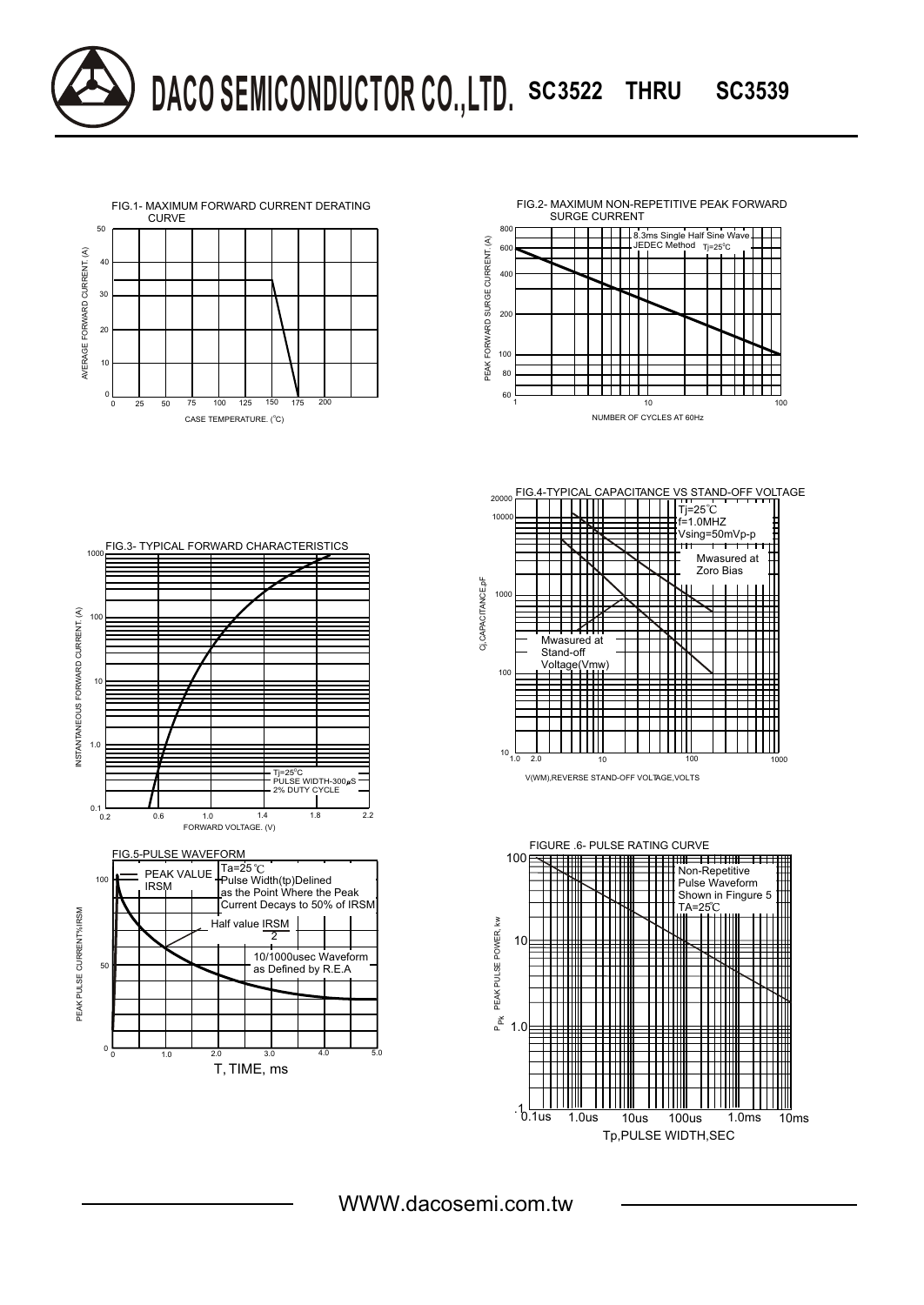DACO SEMICONDUCTOR CO.,LTD. SC3522 THRU SC3539

FIG.1- MAXIMUM FORWARD CURRENT DERATING CURVE

AVERAGE FORWARD CURRENT. (A)

50
40
30
20
10
0

0 25 50 75 100 125 150 175 200

CASE TEMPERATURE. (°C)

FIG.2- MAXIMUM NON-REPETITIVE PEAK FORWARD SURGE CURRENT

8.3ms Single Half Sine Wave
JEDEC Method Tj=25°C

PEAK FORWARD SURGE CURRENT. (A)

800
600
400
200
100
80
60

1 10 100

NUMBER OF CYCLES AT 60Hz

FIG.3- TYPICAL FORWARD CHARACTERISTICS

INSTANTANEOUS FORWARD CURRENT. (A)

1000
100
10
1.0
0.1

0.2 0.6 1.0 1.4 1.8 2.2

FORWARD VOLTAGE. (V)

Tj=25°C
PULSE WIDTH-300μS
2% DUTY CYCLE

FIG.4-TYPICAL CAPACITANCE VS STAND-OFF VOLTAGE

Tj=25℃
f=1.0MHZ
Vsing=50mVp-p

Mwasured at Zoro Bias

Mwasured at Stand-off Voltage(Vmw)

Cj,CAPACITANCE,pF

20000
10000
1000
100
10

1.0 2.0 10 100 1000

V(WM),REVERSE STAND-OFF VOLTAGE,VOLTS

FIG.5-PULSE WAVEFORM

PEAK VALUE IRSM

Ta=25℃
Pulse Width(tp)Delined as the Point Where the Peak Current Decays to 50% of IRSM

Half value $\frac{IRSM}{2}$

10/1000usec Waveform as Defined by R.E.A

PEAK PULSE CURRENT%IRSM

100
50
0

0 1.0 2.0 3.0 4.0 5.0

T, TIME, ms

FIGURE .6- PULSE RATING CURVE

Non-Repetitive Pulse Waveform Shown in Fingure 5
TA=25℃

$P_{Pk}$ PEAK PULSE POWER, kw

100
10
1.0
.1

0.1us 1.0us 10us 100us 1.0ms 10ms

Tp,PULSE WIDTH,SEC

WWW.dacosemi.com.tw